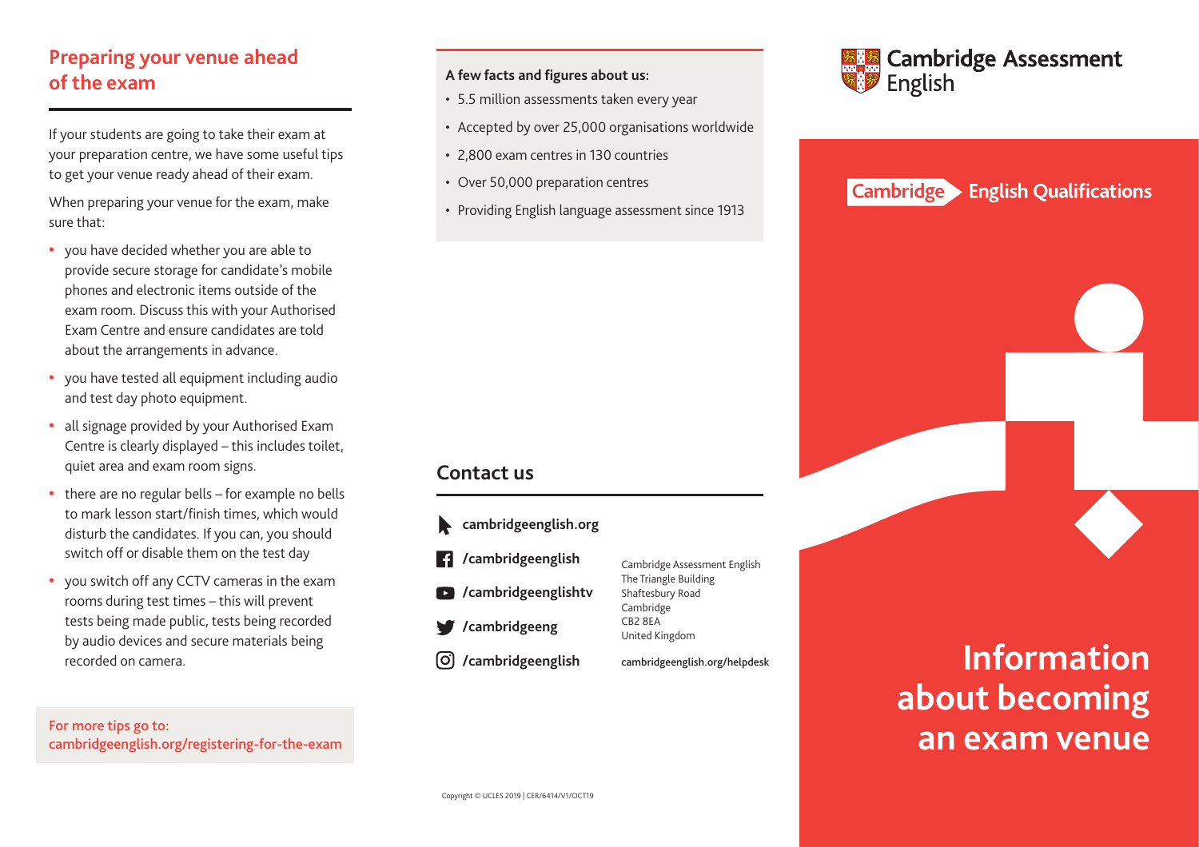## Preparing your venue ahead of the exam

If your students are going to take their exam at your preparation centre, we have some useful tips to get your venue ready ahead of their exam.

When preparing your venue for the exam, make sure that:

- you have decided whether you are able to provide secure storage for candidate's mobile phones and electronic items outside of the exam room. Discuss this with your Authorised Exam Centre and ensure candidates are told about the arrangements in advance.
- you have tested all equipment including audio and test day photo equipment.
- all signage provided by your Authorised Exam Centre is clearly displayed – this includes toilet, quiet area and exam room signs.
- there are no regular bells – for example no bells to mark lesson start/finish times, which would disturb the candidates. If you can, you should switch off or disable them on the test day
- you switch off any CCTV cameras in the exam rooms during test times – this will prevent tests being made public, tests being recorded by audio devices and secure materials being recorded on camera.

For more tips go to:
cambridgeenglish.org/registering-for-the-exam

**A few facts and figures about us:**

- 5.5 million assessments taken every year
- Accepted by over 25,000 organisations worldwide
- 2,800 exam centres in 130 countries
- Over 50,000 preparation centres
- Providing English language assessment since 1913

## Contact us

**cambridgeenglish.org**

**/cambridgeenglish**

**/cambridgeenglishtv**

**/cambridgeeng**

**/cambridgeenglish**

Cambridge Assessment English
The Triangle Building
Shaftesbury Road
Cambridge
CB2 8EA
United Kingdom

cambridgeenglish.org/helpdesk

Copyright © UCLES 2019 | CER/6414/V1/OCT19

Cambridge Assessment English

Cambridge English Qualifications

# Information about becoming an exam venue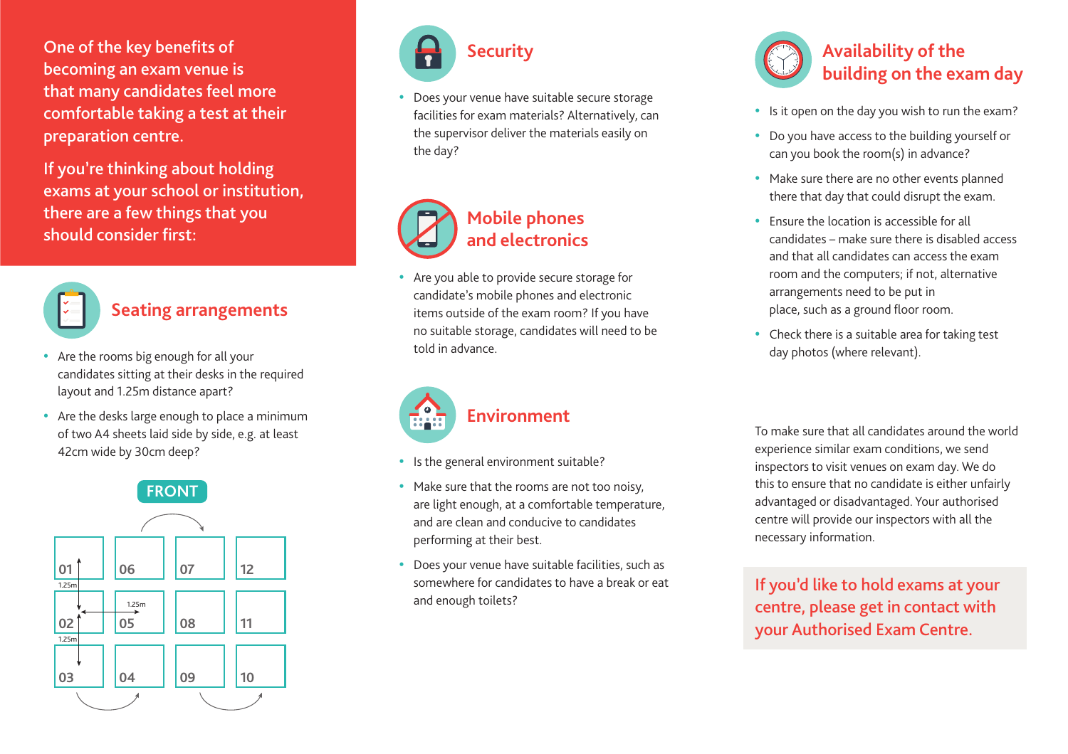One of the key benefits of becoming an exam venue is that many candidates feel more comfortable taking a test at their preparation centre.

If you're thinking about holding exams at your school or institution, there are a few things that you should consider first:

## Seating arrangements

- Are the rooms big enough for all your candidates sitting at their desks in the required layout and 1.25m distance apart?
- Are the desks large enough to place a minimum of two A4 sheets laid side by side, e.g. at least 42cm wide by 30cm deep?

FRONT

01 06 07 12
02 05 08 11
03 04 09 10

1.25m
1.25m
1.25m

## Security

- Does your venue have suitable secure storage facilities for exam materials? Alternatively, can the supervisor deliver the materials easily on the day?

## Mobile phones and electronics

- Are you able to provide secure storage for candidate's mobile phones and electronic items outside of the exam room? If you have no suitable storage, candidates will need to be told in advance.

## Environment

- Is the general environment suitable?
- Make sure that the rooms are not too noisy, are light enough, at a comfortable temperature, and are clean and conducive to candidates performing at their best.
- Does your venue have suitable facilities, such as somewhere for candidates to have a break or eat and enough toilets?

## Availability of the building on the exam day

- Is it open on the day you wish to run the exam?
- Do you have access to the building yourself or can you book the room(s) in advance?
- Make sure there are no other events planned there that day that could disrupt the exam.
- Ensure the location is accessible for all candidates – make sure there is disabled access and that all candidates can access the exam room and the computers; if not, alternative arrangements need to be put in place, such as a ground floor room.
- Check there is a suitable area for taking test day photos (where relevant).

To make sure that all candidates around the world experience similar exam conditions, we send inspectors to visit venues on exam day. We do this to ensure that no candidate is either unfairly advantaged or disadvantaged. Your authorised centre will provide our inspectors with all the necessary information.

**If you'd like to hold exams at your centre, please get in contact with your Authorised Exam Centre.**